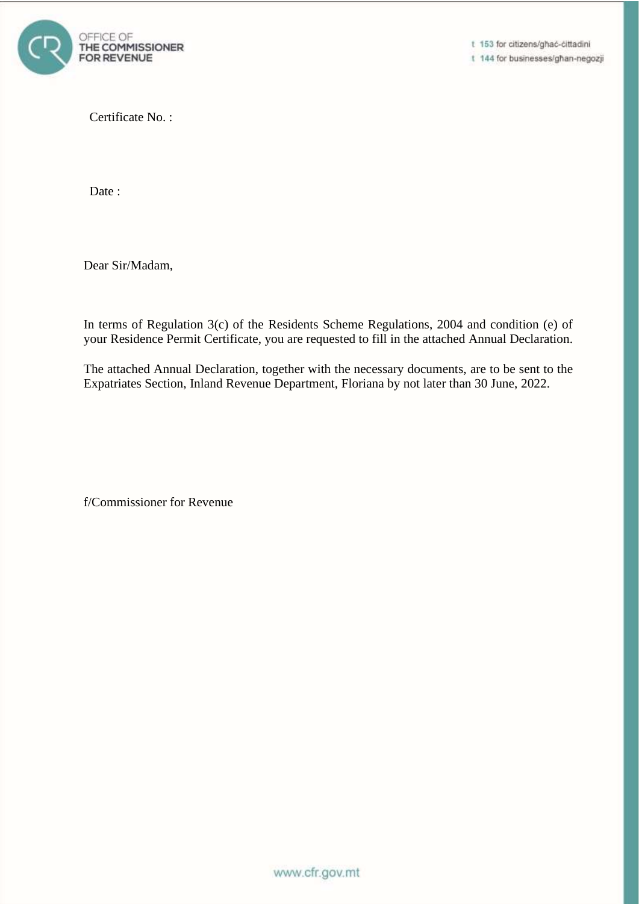Certificate No. :

Date :

Dear Sir/Madam,

In terms of Regulation 3(c) of the Residents Scheme Regulations, 2004 and condition (e) of your Residence Permit Certificate, you are requested to fill in the attached Annual Declaration.

The attached Annual Declaration, together with the necessary documents, are to be sent to the Expatriates Section, Inland Revenue Department, Floriana by not later than 30 June, 2022.

f/Commissioner for Revenue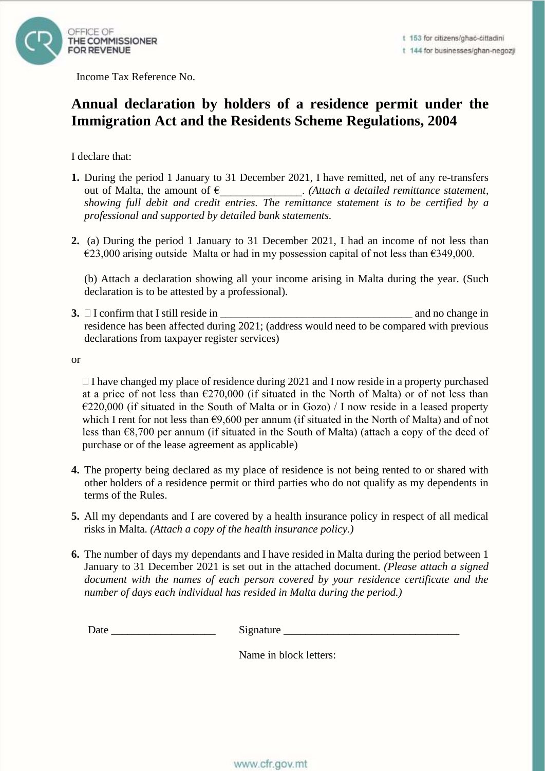Income Tax Reference No.

# Annual declaration by holders of a residence permit under the Immigration Act and the Residents Scheme Regulations, 2004

I declare that:

**1.** During the period 1 January to 31 December 2021, I have remitted, net of any re-transfers out of Malta, the amount of €_______________. *(Attach a detailed remittance statement, showing full debit and credit entries. The remittance statement is to be certified by a professional and supported by detailed bank statements.*

**2.** (a) During the period 1 January to 31 December 2021, I had an income of not less than €23,000 arising outside Malta or had in my possession capital of not less than €349,000.

(b) Attach a declaration showing all your income arising in Malta during the year. (Such declaration is to be attested by a professional).

**3.** ☐ I confirm that I still reside in ___________________________________ and no change in residence has been affected during 2021; (address would need to be compared with previous declarations from taxpayer register services)

or

☐ I have changed my place of residence during 2021 and I now reside in a property purchased at a price of not less than €270,000 (if situated in the North of Malta) or of not less than €220,000 (if situated in the South of Malta or in Gozo) / I now reside in a leased property which I rent for not less than €9,600 per annum (if situated in the North of Malta) and of not less than €8,700 per annum (if situated in the South of Malta) (attach a copy of the deed of purchase or of the lease agreement as applicable)

**4.** The property being declared as my place of residence is not being rented to or shared with other holders of a residence permit or third parties who do not qualify as my dependents in terms of the Rules.

**5.** All my dependants and I are covered by a health insurance policy in respect of all medical risks in Malta. *(Attach a copy of the health insurance policy.)*

**6.** The number of days my dependants and I have resided in Malta during the period between 1 January to 31 December 2021 is set out in the attached document. *(Please attach a signed document with the names of each person covered by your residence certificate and the number of days each individual has resided in Malta during the period.)*

Date ___________________ Signature ________________________________

Name in block letters: